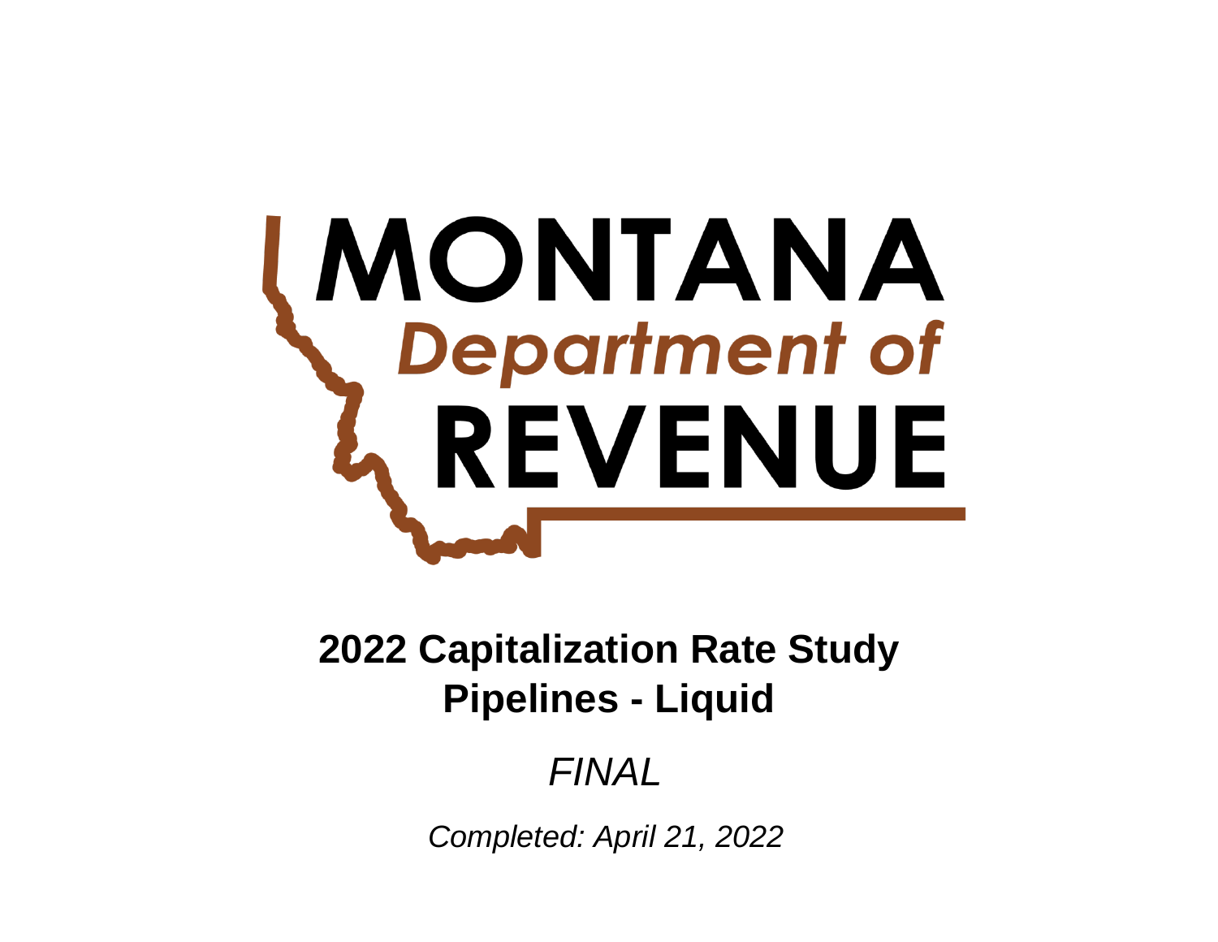MONTANA
Department of
REVENUE

# 2022 Capitalization Rate Study
# Pipelines - Liquid

*FINAL*

*Completed: April 21, 2022*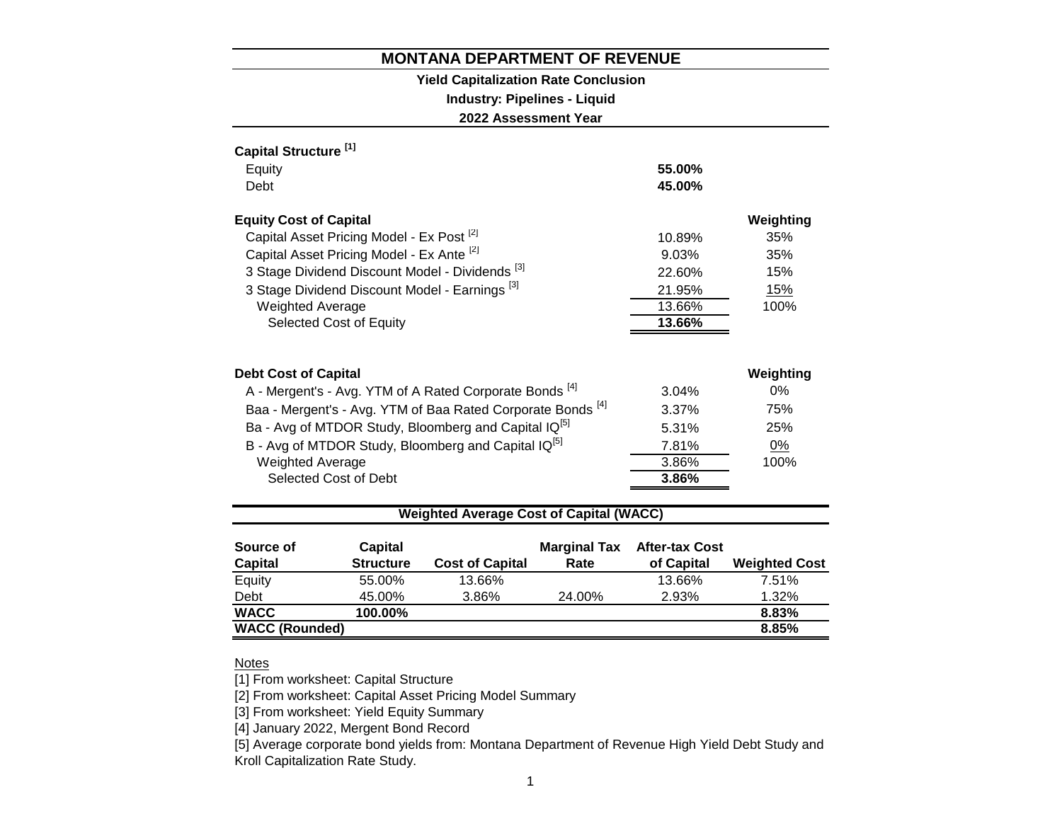# MONTANA DEPARTMENT OF REVENUE

## Yield Capitalization Rate Conclusion

### Industry: Pipelines - Liquid

### 2022 Assessment Year

**Capital Structure** [1]

| | |
|---|---|
| Equity | **55.00%** |
| Debt | **45.00%** |

| **Equity Cost of Capital** | | **Weighting** |
|---|---|---|
| Capital Asset Pricing Model - Ex Post [2] | 10.89% | 35% |
| Capital Asset Pricing Model - Ex Ante [2] | 9.03% | 35% |
| 3 Stage Dividend Discount Model - Dividends [3] | 22.60% | 15% |
| 3 Stage Dividend Discount Model - Earnings [3] | 21.95% | 15% |
| Weighted Average | 13.66% | 100% |
| Selected Cost of Equity | **13.66%** | |

| **Debt Cost of Capital** | | **Weighting** |
|---|---|---|
| A - Mergent's - Avg. YTM of A Rated Corporate Bonds [4] | 3.04% | 0% |
| Baa - Mergent's - Avg. YTM of Baa Rated Corporate Bonds [4] | 3.37% | 75% |
| Ba - Avg of MTDOR Study, Bloomberg and Capital IQ[5] | 5.31% | 25% |
| B - Avg of MTDOR Study, Bloomberg and Capital IQ[5] | 7.81% | 0% |
| Weighted Average | 3.86% | 100% |
| Selected Cost of Debt | **3.86%** | |

## Weighted Average Cost of Capital (WACC)

| Source of Capital | Capital Structure | Cost of Capital | Marginal Tax Rate | After-tax Cost of Capital | Weighted Cost |
|---|---|---|---|---|---|
| Equity | 55.00% | 13.66% | | 13.66% | 7.51% |
| Debt | 45.00% | 3.86% | 24.00% | 2.93% | 1.32% |
| **WACC** | **100.00%** | | | | **8.83%** |
| **WACC (Rounded)** | | | | | **8.85%** |

Notes

[1] From worksheet: Capital Structure

[2] From worksheet: Capital Asset Pricing Model Summary

[3] From worksheet: Yield Equity Summary

[4] January 2022, Mergent Bond Record

[5] Average corporate bond yields from: Montana Department of Revenue High Yield Debt Study and Kroll Capitalization Rate Study.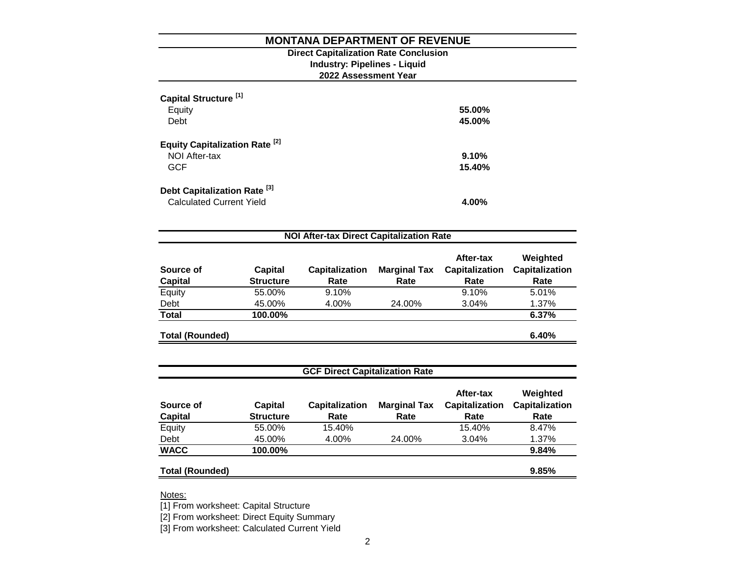# MONTANA DEPARTMENT OF REVENUE

**Direct Capitalization Rate Conclusion**
**Industry: Pipelines - Liquid**
**2022 Assessment Year**

| | |
|---|---|
| **Capital Structure [1]** | |
| Equity | **55.00%** |
| Debt | **45.00%** |
| **Equity Capitalization Rate [2]** | |
| NOI After-tax | **9.10%** |
| GCF | **15.40%** |
| **Debt Capitalization Rate [3]** | |
| Calculated Current Yield | **4.00%** |

## NOI After-tax Direct Capitalization Rate

| Source of Capital | Capital Structure | Capitalization Rate | Marginal Tax Rate | After-tax Capitalization Rate | Weighted Capitalization Rate |
|---|---|---|---|---|---|
| Equity | 55.00% | 9.10% | | 9.10% | 5.01% |
| Debt | 45.00% | 4.00% | 24.00% | 3.04% | 1.37% |
| **Total** | **100.00%** | | | | **6.37%** |
| **Total (Rounded)** | | | | | **6.40%** |

## GCF Direct Capitalization Rate

| Source of Capital | Capital Structure | Capitalization Rate | Marginal Tax Rate | After-tax Capitalization Rate | Weighted Capitalization Rate |
|---|---|---|---|---|---|
| Equity | 55.00% | 15.40% | | 15.40% | 8.47% |
| Debt | 45.00% | 4.00% | 24.00% | 3.04% | 1.37% |
| **WACC** | **100.00%** | | | | **9.84%** |
| **Total (Rounded)** | | | | | **9.85%** |

Notes:

[1] From worksheet: Capital Structure

[2] From worksheet: Direct Equity Summary

[3] From worksheet: Calculated Current Yield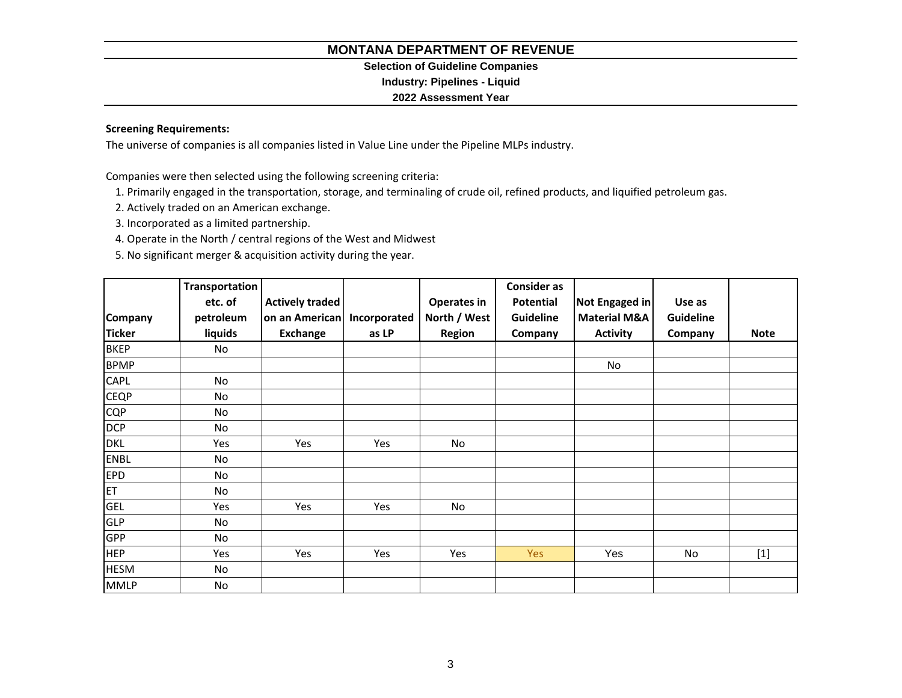# MONTANA DEPARTMENT OF REVENUE

**Selection of Guideline Companies**

**Industry: Pipelines - Liquid**

**2022 Assessment Year**

**Screening Requirements:**

The universe of companies is all companies listed in Value Line under the Pipeline MLPs industry.

Companies were then selected using the following screening criteria:

1. Primarily engaged in the transportation, storage, and terminaling of crude oil, refined products, and liquified petroleum gas.
2. Actively traded on an American exchange.
3. Incorporated as a limited partnership.
4. Operate in the North / central regions of the West and Midwest
5. No significant merger & acquisition activity during the year.

| Company Ticker | Transportation etc. of petroleum liquids | Actively traded on an American Exchange | Incorporated as LP | Operates in North / West Region | Consider as Potential Guideline Company | Not Engaged in Material M&A Activity | Use as Guideline Company | Note |
|---|---|---|---|---|---|---|---|---|
| BKEP | No | | | | | | | |
| BPMP | | | | | | No | | |
| CAPL | No | | | | | | | |
| CEQP | No | | | | | | | |
| CQP | No | | | | | | | |
| DCP | No | | | | | | | |
| DKL | Yes | Yes | Yes | No | | | | |
| ENBL | No | | | | | | | |
| EPD | No | | | | | | | |
| ET | No | | | | | | | |
| GEL | Yes | Yes | Yes | No | | | | |
| GLP | No | | | | | | | |
| GPP | No | | | | | | | |
| HEP | Yes | Yes | Yes | Yes | Yes | Yes | No | [1] |
| HESM | No | | | | | | | |
| MMLP | No | | | | | | | |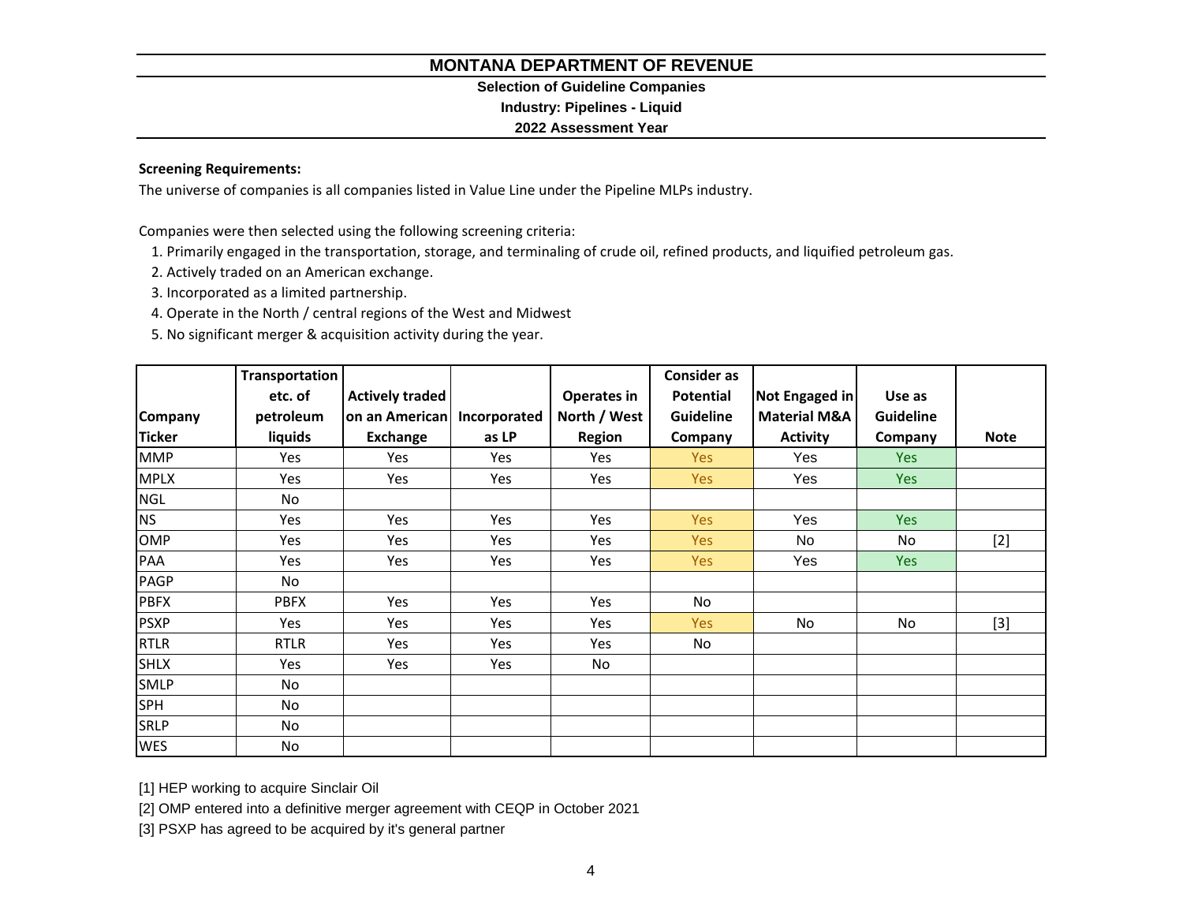# MONTANA DEPARTMENT OF REVENUE

## Selection of Guideline Companies

### Industry: Pipelines - Liquid

### 2022 Assessment Year

**Screening Requirements:**

The universe of companies is all companies listed in Value Line under the Pipeline MLPs industry.

Companies were then selected using the following screening criteria:

1. Primarily engaged in the transportation, storage, and terminaling of crude oil, refined products, and liquified petroleum gas.
2. Actively traded on an American exchange.
3. Incorporated as a limited partnership.
4. Operate in the North / central regions of the West and Midwest
5. No significant merger & acquisition activity during the year.

| Company Ticker | Transportation etc. of petroleum liquids | Actively traded on an American Exchange | Incorporated as LP | Operates in North / West Region | Consider as Potential Guideline Company | Not Engaged in Material M&A Activity | Use as Guideline Company | Note |
|---|---|---|---|---|---|---|---|---|
| MMP | Yes | Yes | Yes | Yes | Yes | Yes | Yes | |
| MPLX | Yes | Yes | Yes | Yes | Yes | Yes | Yes | |
| NGL | No | | | | | | | |
| NS | Yes | Yes | Yes | Yes | Yes | Yes | Yes | |
| OMP | Yes | Yes | Yes | Yes | Yes | No | No | [2] |
| PAA | Yes | Yes | Yes | Yes | Yes | Yes | Yes | |
| PAGP | No | | | | | | | |
| PBFX | PBFX | Yes | Yes | Yes | No | | | |
| PSXP | Yes | Yes | Yes | Yes | Yes | No | No | [3] |
| RTLR | RTLR | Yes | Yes | Yes | No | | | |
| SHLX | Yes | Yes | Yes | No | | | | |
| SMLP | No | | | | | | | |
| SPH | No | | | | | | | |
| SRLP | No | | | | | | | |
| WES | No | | | | | | | |

[1] HEP working to acquire Sinclair Oil

[2] OMP entered into a definitive merger agreement with CEQP in October 2021

[3] PSXP has agreed to be acquired by it's general partner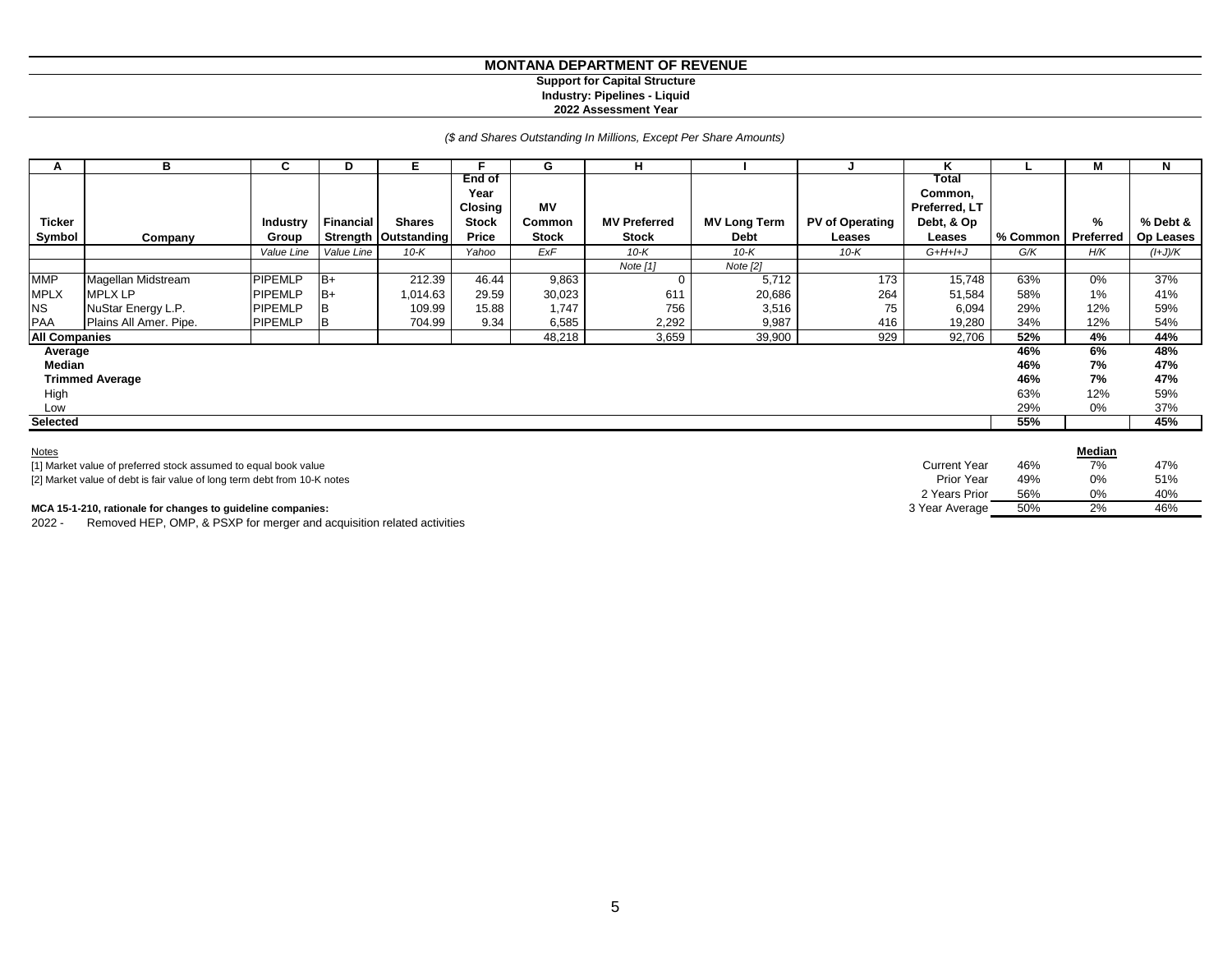# MONTANA DEPARTMENT OF REVENUE

**Support for Capital Structure**
**Industry: Pipelines - Liquid**
**2022 Assessment Year**

*($ and Shares Outstanding In Millions, Except Per Share Amounts)*

| A | B | C | D | E | F | G | H | I | J | K | L | M | N |
|---|---|---|---|---|---|---|---|---|---|---|---|---|---|
| Ticker Symbol | Company | Industry Group | Financial Strength | Shares Outstanding | End of Year Closing Stock Price | MV Common Stock | MV Preferred Stock | MV Long Term Debt | PV of Operating Leases | Total Common, Preferred, LT Debt, & Op Leases | % Common | % Preferred | % Debt & Op Leases |
| | | *Value Line* | *Value Line* | *10-K* | *Yahoo* | *ExF* | *10-K* | *10-K* | *10-K* | *G+H+I+J* | *G/K* | *H/K* | *(I+J)/K* |
| | | | | | | | *Note [1]* | *Note [2]* | | | | | |
| MMP | Magellan Midstream | PIPEMLP | B+ | 212.39 | 46.44 | 9,863 | 0 | 5,712 | 173 | 15,748 | 63% | 0% | 37% |
| MPLX | MPLX LP | PIPEMLP | B+ | 1,014.63 | 29.59 | 30,023 | 611 | 20,686 | 264 | 51,584 | 58% | 1% | 41% |
| NS | NuStar Energy L.P. | PIPEMLP | B | 109.99 | 15.88 | 1,747 | 756 | 3,516 | 75 | 6,094 | 29% | 12% | 59% |
| PAA | Plains All Amer. Pipe. | PIPEMLP | B | 704.99 | 9.34 | 6,585 | 2,292 | 9,987 | 416 | 19,280 | 34% | 12% | 54% |
| **All Companies** | | | | | | 48,218 | 3,659 | 39,900 | 929 | 92,706 | **52%** | **4%** | **44%** |
| **Average** | | | | | | | | | | | **46%** | **6%** | **48%** |
| **Median** | | | | | | | | | | | **46%** | **7%** | **47%** |
| **Trimmed Average** | | | | | | | | | | | **46%** | **7%** | **47%** |
| High | | | | | | | | | | | 63% | 12% | 59% |
| Low | | | | | | | | | | | 29% | 0% | 37% |
| **Selected** | | | | | | | | | | | **55%** | | **45%** |

Notes
[1] Market value of preferred stock assumed to equal book value
[2] Market value of debt is fair value of long term debt from 10-K notes

| | % Common | Median % Preferred | % Debt & Op Leases |
|---|---|---|---|
| Current Year | 46% | 7% | 47% |
| Prior Year | 49% | 0% | 51% |
| 2 Years Prior | 56% | 0% | 40% |
| 3 Year Average | 50% | 2% | 46% |

**MCA 15-1-210, rationale for changes to guideline companies:**

2022 - Removed HEP, OMP, & PSXP for merger and acquisition related activities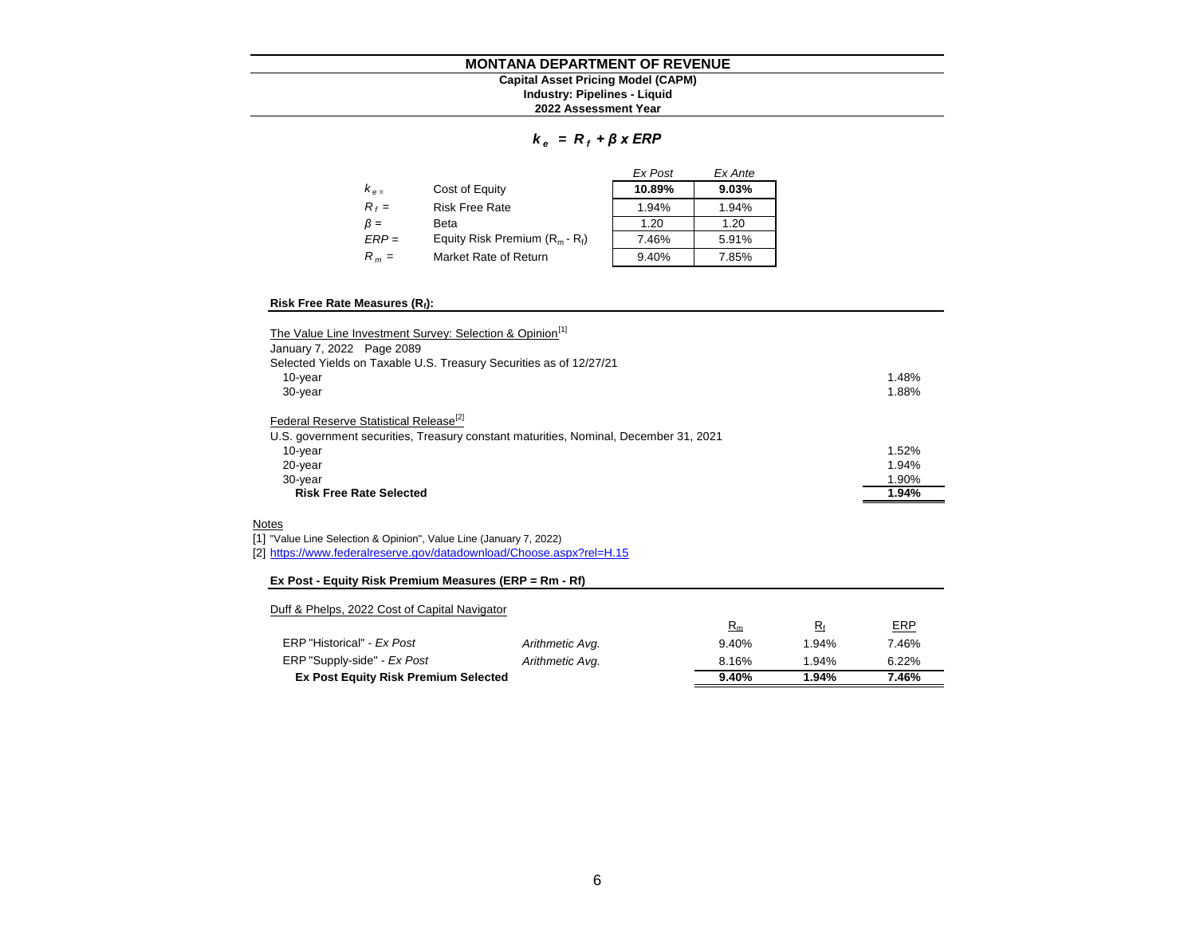# MONTANA DEPARTMENT OF REVENUE

**Capital Asset Pricing Model (CAPM)**
**Industry: Pipelines - Liquid**
**2022 Assessment Year**

$$k_e = R_f + \beta \times ERP$$

| | | *Ex Post* | *Ex Ante* |
|---|---|---|---|
| $k_e$ = | Cost of Equity | **10.89%** | **9.03%** |
| $R_f$ = | Risk Free Rate | 1.94% | 1.94% |
| $\beta$ = | Beta | 1.20 | 1.20 |
| $ERP$ = | Equity Risk Premium ($R_m$ - $R_f$) | 7.46% | 5.91% |
| $R_m$ = | Market Rate of Return | 9.40% | 7.85% |

**Risk Free Rate Measures ($R_f$):**

| | |
|---|---|
| The Value Line Investment Survey: Selection & Opinion[1] | |
| January 7, 2022 Page 2089 | |
| Selected Yields on Taxable U.S. Treasury Securities as of 12/27/21 | |
| 10-year | 1.48% |
| 30-year | 1.88% |
| Federal Reserve Statistical Release[2] | |
| U.S. government securities, Treasury constant maturities, Nominal, December 31, 2021 | |
| 10-year | 1.52% |
| 20-year | 1.94% |
| 30-year | 1.90% |
| **Risk Free Rate Selected** | **1.94%** |

Notes

[1] "Value Line Selection & Opinion", Value Line (January 7, 2022)

[2] https://www.federalreserve.gov/datadownload/Choose.aspx?rel=H.15

**Ex Post - Equity Risk Premium Measures (ERP = Rm - Rf)**

Duff & Phelps, 2022 Cost of Capital Navigator

| | | $R_m$ | $R_f$ | ERP |
|---|---|---|---|---|
| ERP "Historical" - *Ex Post* | *Arithmetic Avg.* | 9.40% | 1.94% | 7.46% |
| ERP "Supply-side" - *Ex Post* | *Arithmetic Avg.* | 8.16% | 1.94% | 6.22% |
| **Ex Post Equity Risk Premium Selected** | | **9.40%** | **1.94%** | **7.46%** |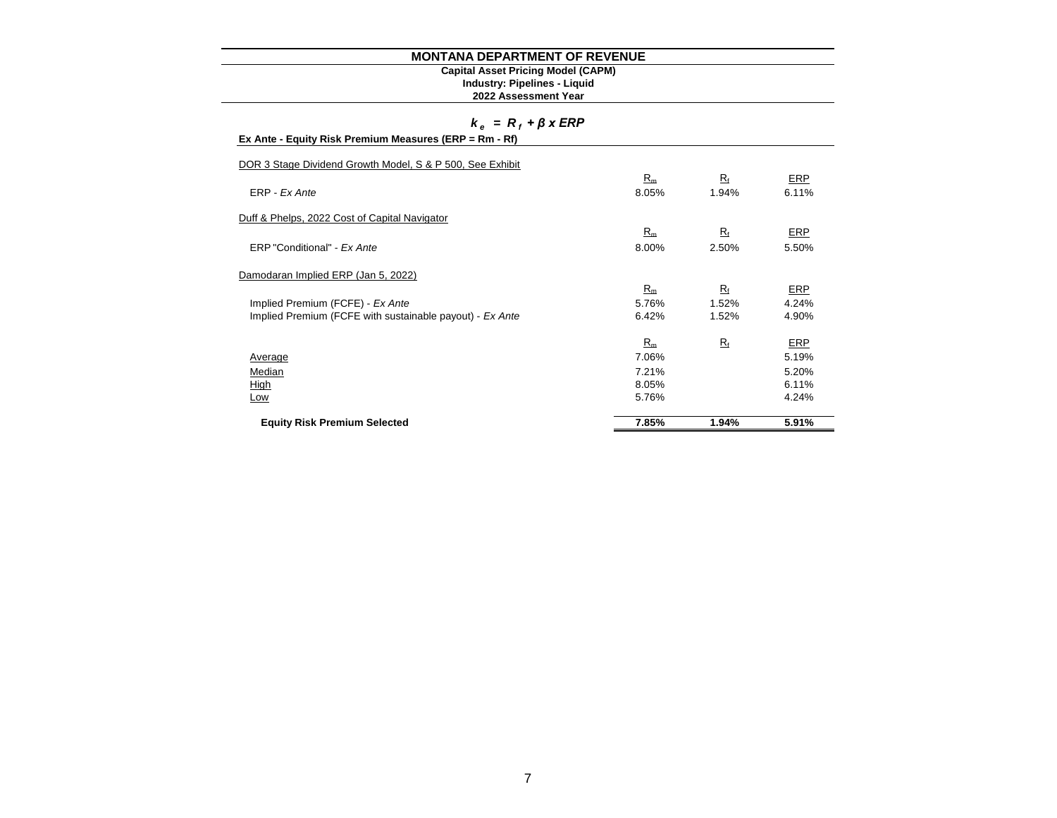# MONTANA DEPARTMENT OF REVENUE

**Capital Asset Pricing Model (CAPM)**
**Industry: Pipelines - Liquid**
**2022 Assessment Year**

$$k_e = R_f + \beta \times ERP$$

**Ex Ante - Equity Risk Premium Measures (ERP = Rm - Rf)**

| | $R_m$ | $R_f$ | ERP |
|---|---|---|---|
| DOR 3 Stage Dividend Growth Model, S & P 500, See Exhibit | | | |
| ERP - *Ex Ante* | 8.05% | 1.94% | 6.11% |
| Duff & Phelps, 2022 Cost of Capital Navigator | | | |
| ERP "Conditional" - *Ex Ante* | 8.00% | 2.50% | 5.50% |
| Damodaran Implied ERP (Jan 5, 2022) | | | |
| Implied Premium (FCFE) - *Ex Ante* | 5.76% | 1.52% | 4.24% |
| Implied Premium (FCFE with sustainable payout) - *Ex Ante* | 6.42% | 1.52% | 4.90% |

| | $R_m$ | $R_f$ | ERP |
|---|---|---|---|
| Average | 7.06% | | 5.19% |
| Median | 7.21% | | 5.20% |
| High | 8.05% | | 6.11% |
| Low | 5.76% | | 4.24% |
| **Equity Risk Premium Selected** | **7.85%** | **1.94%** | **5.91%** |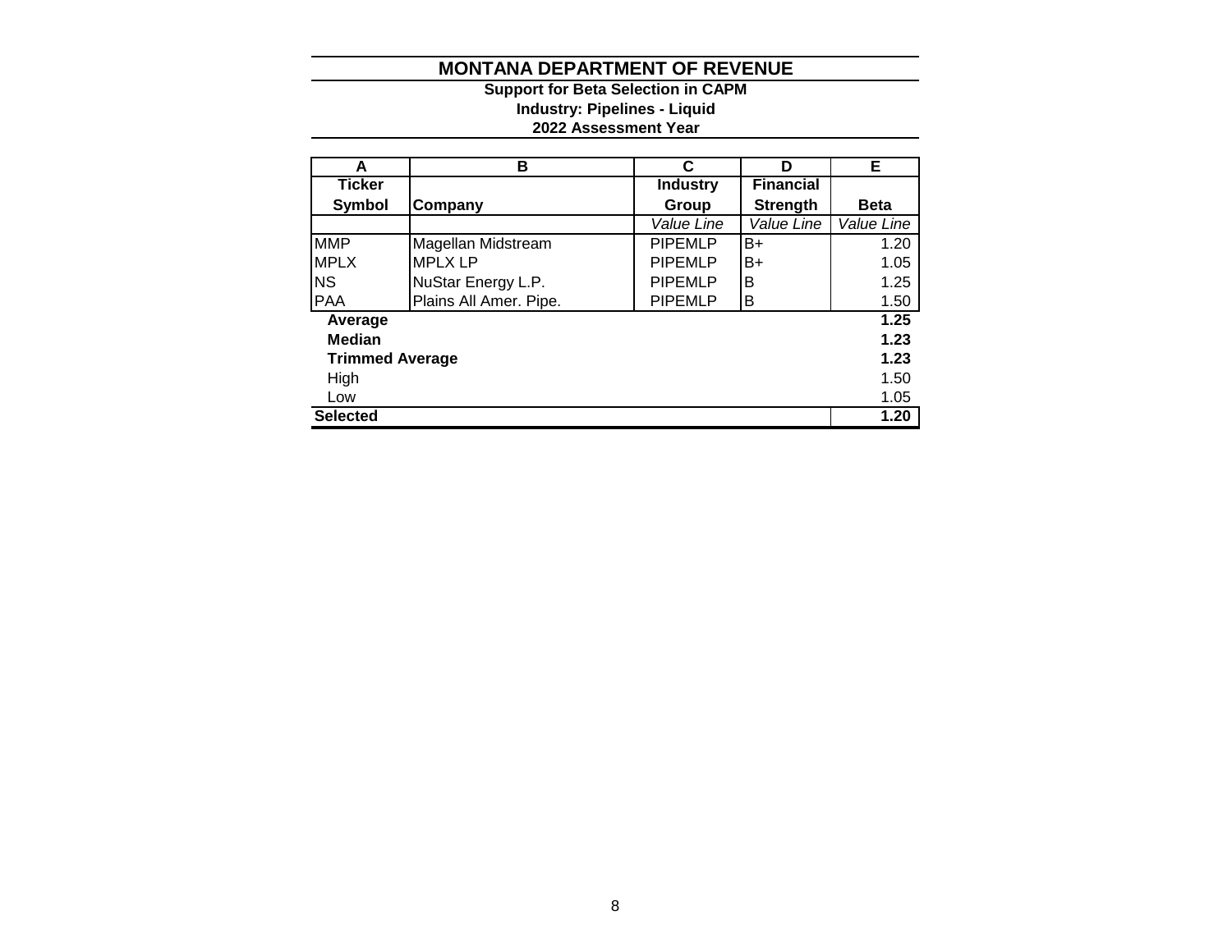# MONTANA DEPARTMENT OF REVENUE

**Support for Beta Selection in CAPM**

**Industry: Pipelines - Liquid**

**2022 Assessment Year**

| A | B | C | D | E |
|---|---|---|---|---|
| **Ticker Symbol** | **Company** | **Industry Group** | **Financial Strength** | **Beta** |
| | | *Value Line* | *Value Line* | *Value Line* |
| MMP | Magellan Midstream | PIPEMLP | B+ | 1.20 |
| MPLX | MPLX LP | PIPEMLP | B+ | 1.05 |
| NS | NuStar Energy L.P. | PIPEMLP | B | 1.25 |
| PAA | Plains All Amer. Pipe. | PIPEMLP | B | 1.50 |
| **Average** | | | | **1.25** |
| **Median** | | | | **1.23** |
| **Trimmed Average** | | | | **1.23** |
| High | | | | 1.50 |
| Low | | | | 1.05 |
| **Selected** | | | | **1.20** |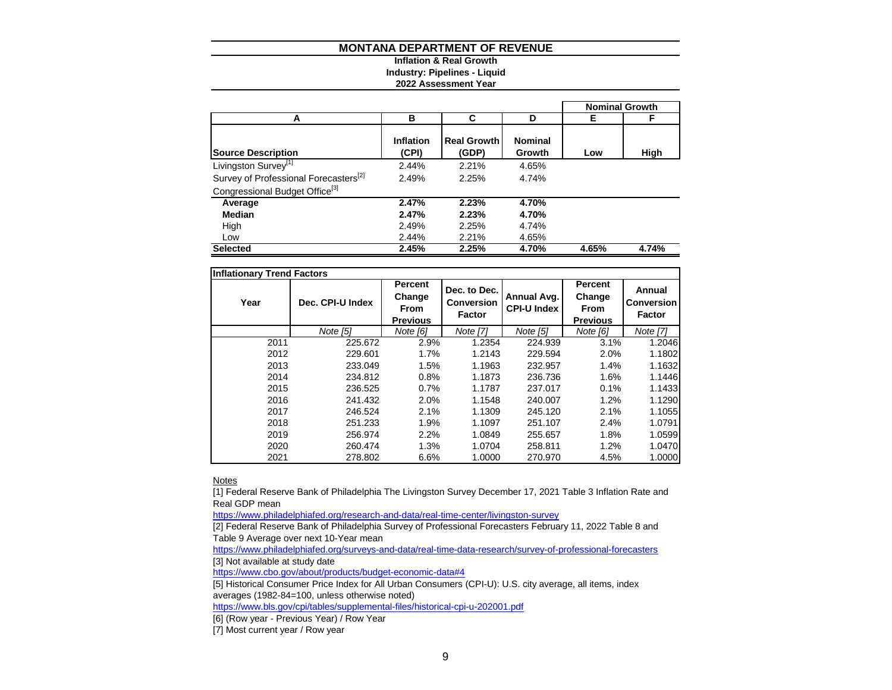# MONTANA DEPARTMENT OF REVENUE

**Inflation & Real Growth**
**Industry: Pipelines - Liquid**
**2022 Assessment Year**

| A | B | C | D | E | F |
|---|---|---|---|---|---|
| | | | | **Nominal Growth** | |
| **Source Description** | **Inflation (CPI)** | **Real Growth (GDP)** | **Nominal Growth** | **Low** | **High** |
| Livingston Survey[1] | 2.44% | 2.21% | 4.65% | | |
| Survey of Professional Forecasters[2] | 2.49% | 2.25% | 4.74% | | |
| Congressional Budget Office[3] | | | | | |
| **Average** | **2.47%** | **2.23%** | **4.70%** | | |
| **Median** | **2.47%** | **2.23%** | **4.70%** | | |
| High | 2.49% | 2.25% | 4.74% | | |
| Low | 2.44% | 2.21% | 4.65% | | |
| **Selected** | **2.45%** | **2.25%** | **4.70%** | **4.65%** | **4.74%** |

**Inflationary Trend Factors**

| Year | Dec. CPI-U Index | Percent Change From Previous | Dec. to Dec. Conversion Factor | Annual Avg. CPI-U Index | Percent Change From Previous | Annual Conversion Factor |
|---|---|---|---|---|---|---|
| | *Note [5]* | *Note [6]* | *Note [7]* | *Note [5]* | *Note [6]* | *Note [7]* |
| 2011 | 225.672 | 2.9% | 1.2354 | 224.939 | 3.1% | 1.2046 |
| 2012 | 229.601 | 1.7% | 1.2143 | 229.594 | 2.0% | 1.1802 |
| 2013 | 233.049 | 1.5% | 1.1963 | 232.957 | 1.4% | 1.1632 |
| 2014 | 234.812 | 0.8% | 1.1873 | 236.736 | 1.6% | 1.1446 |
| 2015 | 236.525 | 0.7% | 1.1787 | 237.017 | 0.1% | 1.1433 |
| 2016 | 241.432 | 2.0% | 1.1548 | 240.007 | 1.2% | 1.1290 |
| 2017 | 246.524 | 2.1% | 1.1309 | 245.120 | 2.1% | 1.1055 |
| 2018 | 251.233 | 1.9% | 1.1097 | 251.107 | 2.4% | 1.0791 |
| 2019 | 256.974 | 2.2% | 1.0849 | 255.657 | 1.8% | 1.0599 |
| 2020 | 260.474 | 1.3% | 1.0704 | 258.811 | 1.2% | 1.0470 |
| 2021 | 278.802 | 6.6% | 1.0000 | 270.970 | 4.5% | 1.0000 |

Notes

[1] Federal Reserve Bank of Philadelphia The Livingston Survey December 17, 2021 Table 3 Inflation Rate and Real GDP mean
https://www.philadelphiafed.org/research-and-data/real-time-center/livingston-survey

[2] Federal Reserve Bank of Philadelphia Survey of Professional Forecasters February 11, 2022 Table 8 and Table 9 Average over next 10-Year mean
https://www.philadelphiafed.org/surveys-and-data/real-time-data-research/survey-of-professional-forecasters

[3] Not available at study date
https://www.cbo.gov/about/products/budget-economic-data#4

[5] Historical Consumer Price Index for All Urban Consumers (CPI-U): U.S. city average, all items, index averages (1982-84=100, unless otherwise noted)
https://www.bls.gov/cpi/tables/supplemental-files/historical-cpi-u-202001.pdf

[6] (Row year - Previous Year) / Row Year

[7] Most current year / Row year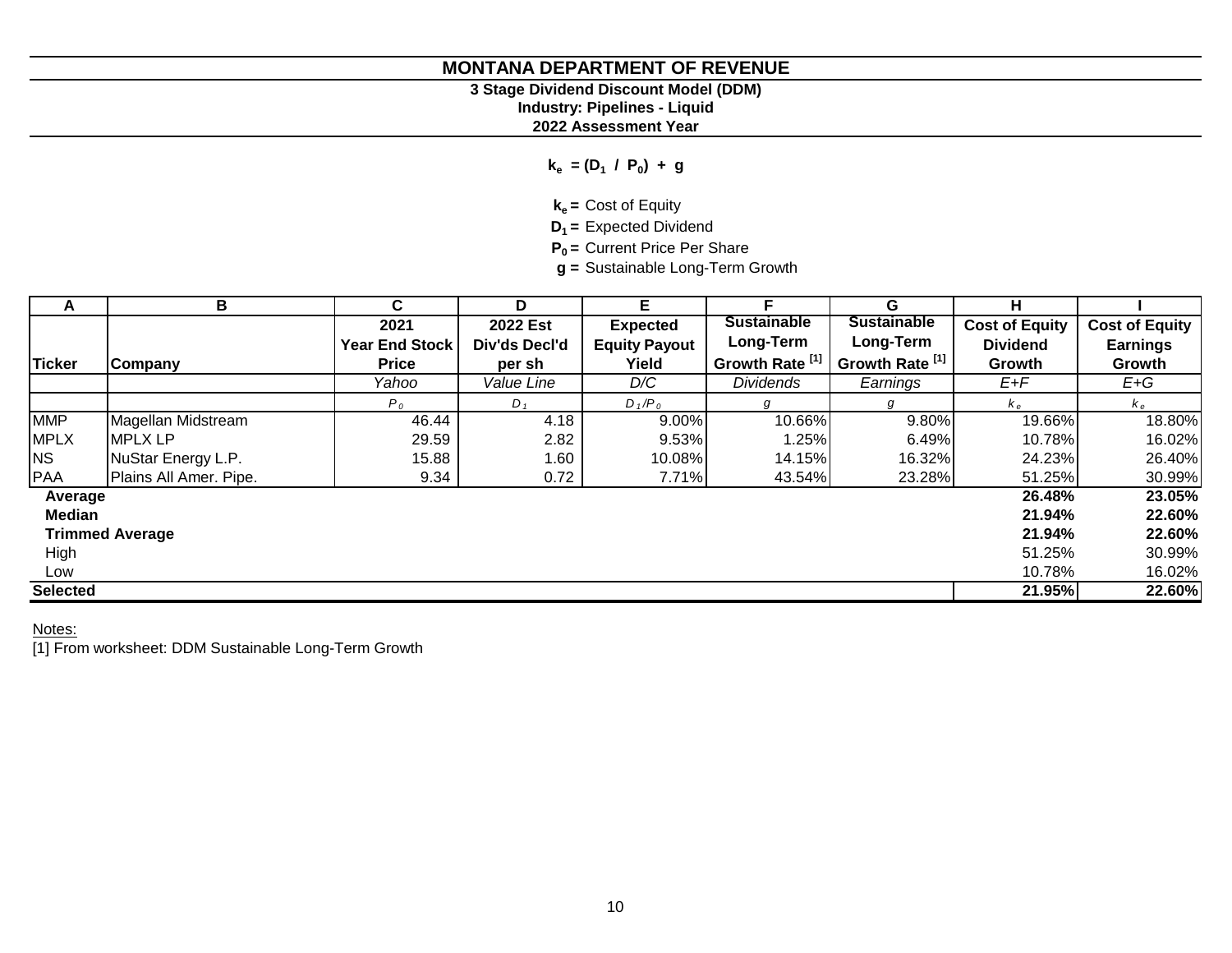# MONTANA DEPARTMENT OF REVENUE

### 3 Stage Dividend Discount Model (DDM)
### Industry: Pipelines - Liquid
### 2022 Assessment Year

$$k_e = (D_1 / P_0) + g$$

$k_e$ = Cost of Equity
$D_1$ = Expected Dividend
$P_0$ = Current Price Per Share
$g$ = Sustainable Long-Term Growth

| A | B | C | D | E | F | G | H | I |
|---|---|---|---|---|---|---|---|---|
| **Ticker** | **Company** | **2021 Year End Stock Price** | **2022 Est Div'ds Decl'd per sh** | **Expected Equity Payout Yield** | **Sustainable Long-Term Growth Rate [1]** | **Sustainable Long-Term Growth Rate [1]** | **Cost of Equity Dividend Growth** | **Cost of Equity Earnings Growth** |
| | | *Yahoo* | *Value Line* | *D/C* | *Dividends* | *Earnings* | *E+F* | *E+G* |
| | | $P_0$ | $D_1$ | $D_1/P_0$ | $g$ | $g$ | $k_e$ | $k_e$ |
| MMP | Magellan Midstream | 46.44 | 4.18 | 9.00% | 10.66% | 9.80% | 19.66% | 18.80% |
| MPLX | MPLX LP | 29.59 | 2.82 | 9.53% | 1.25% | 6.49% | 10.78% | 16.02% |
| NS | NuStar Energy L.P. | 15.88 | 1.60 | 10.08% | 14.15% | 16.32% | 24.23% | 26.40% |
| PAA | Plains All Amer. Pipe. | 9.34 | 0.72 | 7.71% | 43.54% | 23.28% | 51.25% | 30.99% |
| **Average** | | | | | | | **26.48%** | **23.05%** |
| **Median** | | | | | | | **21.94%** | **22.60%** |
| **Trimmed Average** | | | | | | | **21.94%** | **22.60%** |
| High | | | | | | | 51.25% | 30.99% |
| Low | | | | | | | 10.78% | 16.02% |
| **Selected** | | | | | | | **21.95%** | **22.60%** |

Notes:
[1] From worksheet: DDM Sustainable Long-Term Growth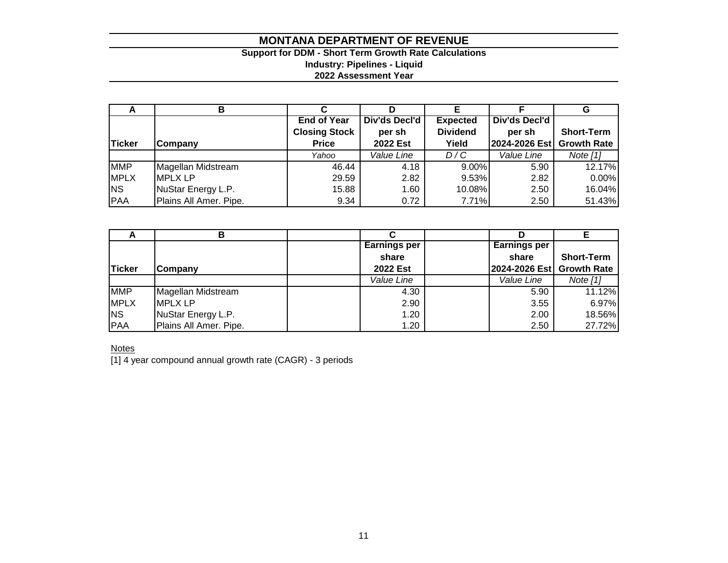# MONTANA DEPARTMENT OF REVENUE

**Support for DDM - Short Term Growth Rate Calculations**
**Industry: Pipelines - Liquid**
**2022 Assessment Year**

| A | B | C | D | E | F | G |
|---|---|---|---|---|---|---|
| Ticker | Company | End of Year Closing Stock Price | Div'ds Decl'd per sh 2022 Est | Expected Dividend Yield | Div'ds Decl'd per sh 2024-2026 Est | Short-Term Growth Rate |
| | | *Yahoo* | *Value Line* | *D / C* | *Value Line* | *Note [1]* |
| MMP | Magellan Midstream | 46.44 | 4.18 | 9.00% | 5.90 | 12.17% |
| MPLX | MPLX LP | 29.59 | 2.82 | 9.53% | 2.82 | 0.00% |
| NS | NuStar Energy L.P. | 15.88 | 1.60 | 10.08% | 2.50 | 16.04% |
| PAA | Plains All Amer. Pipe. | 9.34 | 0.72 | 7.71% | 2.50 | 51.43% |

| A | B | | C | | D | E |
|---|---|---|---|---|---|---|
| Ticker | Company | | Earnings per share 2022 Est | | Earnings per share 2024-2026 Est | Short-Term Growth Rate |
| | | | *Value Line* | | *Value Line* | *Note [1]* |
| MMP | Magellan Midstream | | 4.30 | | 5.90 | 11.12% |
| MPLX | MPLX LP | | 2.90 | | 3.55 | 6.97% |
| NS | NuStar Energy L.P. | | 1.20 | | 2.00 | 18.56% |
| PAA | Plains All Amer. Pipe. | | 1.20 | | 2.50 | 27.72% |

Notes

[1] 4 year compound annual growth rate (CAGR) - 3 periods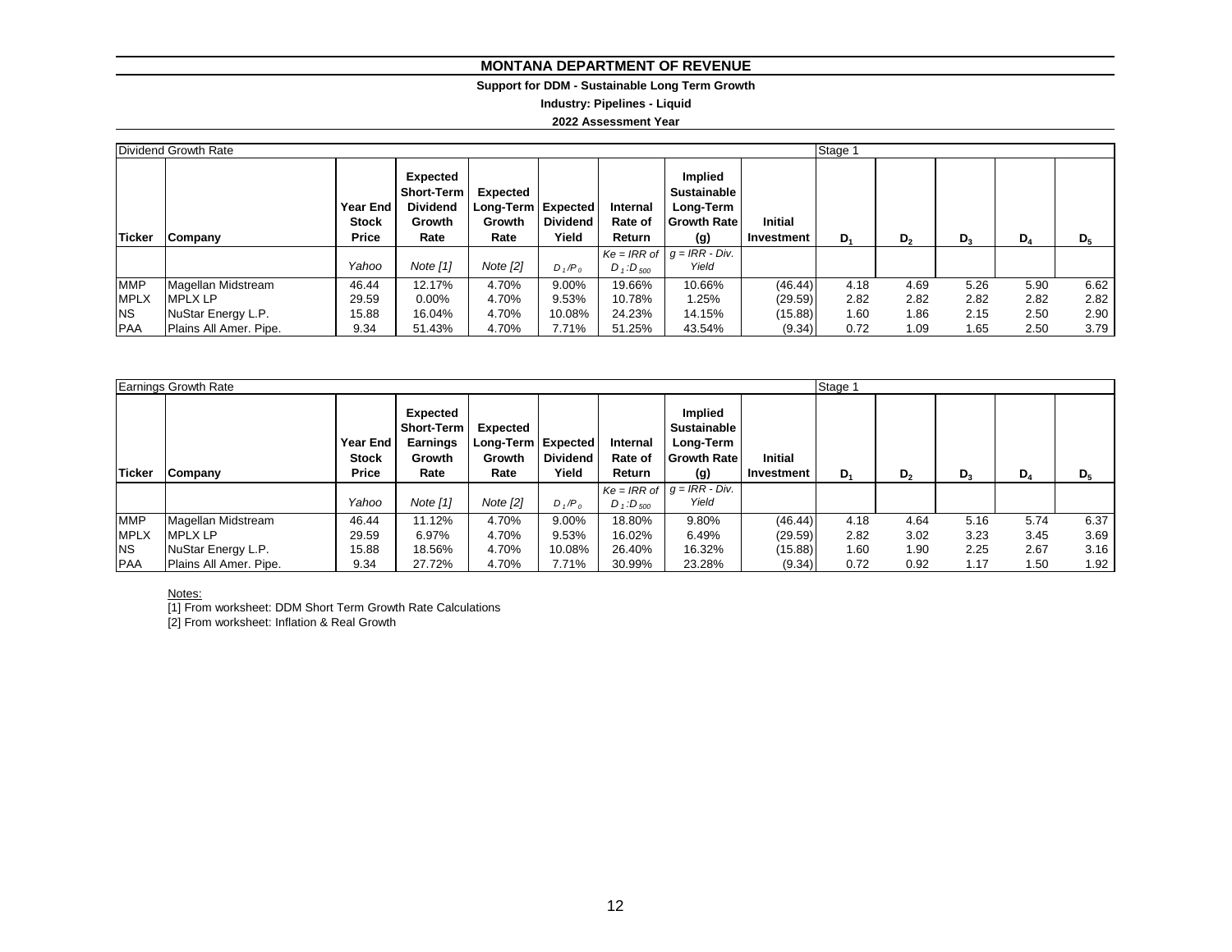# MONTANA DEPARTMENT OF REVENUE

**Support for DDM - Sustainable Long Term Growth**

**Industry: Pipelines - Liquid**

**2022 Assessment Year**

| Dividend Growth Rate | | | | | | | | | Stage 1 | | | | |
|---|---|---|---|---|---|---|---|---|---|---|---|---|---|
| **Ticker** | **Company** | **Year End Stock Price** | **Expected Short-Term Dividend Growth Rate** | **Expected Long-Term Growth Rate** | **Expected Dividend Yield** | **Internal Rate of Return** | **Implied Sustainable Long-Term Growth Rate (g)** | **Initial Investment** | **$D_1$** | **$D_2$** | **$D_3$** | **$D_4$** | **$D_5$** |
| | | *Yahoo* | *Note [1]* | *Note [2]* | $D_1/P_0$ | *Ke = IRR of* $D_1:D_{500}$ | *g = IRR - Div. Yield* | | | | | | |
| MMP | Magellan Midstream | 46.44 | 12.17% | 4.70% | 9.00% | 19.66% | 10.66% | (46.44) | 4.18 | 4.69 | 5.26 | 5.90 | 6.62 |
| MPLX | MPLX LP | 29.59 | 0.00% | 4.70% | 9.53% | 10.78% | 1.25% | (29.59) | 2.82 | 2.82 | 2.82 | 2.82 | 2.82 |
| NS | NuStar Energy L.P. | 15.88 | 16.04% | 4.70% | 10.08% | 24.23% | 14.15% | (15.88) | 1.60 | 1.86 | 2.15 | 2.50 | 2.90 |
| PAA | Plains All Amer. Pipe. | 9.34 | 51.43% | 4.70% | 7.71% | 51.25% | 43.54% | (9.34) | 0.72 | 1.09 | 1.65 | 2.50 | 3.79 |

| Earnings Growth Rate | | | | | | | | | Stage 1 | | | | |
|---|---|---|---|---|---|---|---|---|---|---|---|---|---|
| **Ticker** | **Company** | **Year End Stock Price** | **Expected Short-Term Earnings Growth Rate** | **Expected Long-Term Growth Rate** | **Expected Dividend Yield** | **Internal Rate of Return** | **Implied Sustainable Long-Term Growth Rate (g)** | **Initial Investment** | **$D_1$** | **$D_2$** | **$D_3$** | **$D_4$** | **$D_5$** |
| | | *Yahoo* | *Note [1]* | *Note [2]* | $D_1/P_0$ | *Ke = IRR of* $D_1:D_{500}$ | *g = IRR - Div. Yield* | | | | | | |
| MMP | Magellan Midstream | 46.44 | 11.12% | 4.70% | 9.00% | 18.80% | 9.80% | (46.44) | 4.18 | 4.64 | 5.16 | 5.74 | 6.37 |
| MPLX | MPLX LP | 29.59 | 6.97% | 4.70% | 9.53% | 16.02% | 6.49% | (29.59) | 2.82 | 3.02 | 3.23 | 3.45 | 3.69 |
| NS | NuStar Energy L.P. | 15.88 | 18.56% | 4.70% | 10.08% | 26.40% | 16.32% | (15.88) | 1.60 | 1.90 | 2.25 | 2.67 | 3.16 |
| PAA | Plains All Amer. Pipe. | 9.34 | 27.72% | 4.70% | 7.71% | 30.99% | 23.28% | (9.34) | 0.72 | 0.92 | 1.17 | 1.50 | 1.92 |

Notes:

[1] From worksheet: DDM Short Term Growth Rate Calculations

[2] From worksheet: Inflation & Real Growth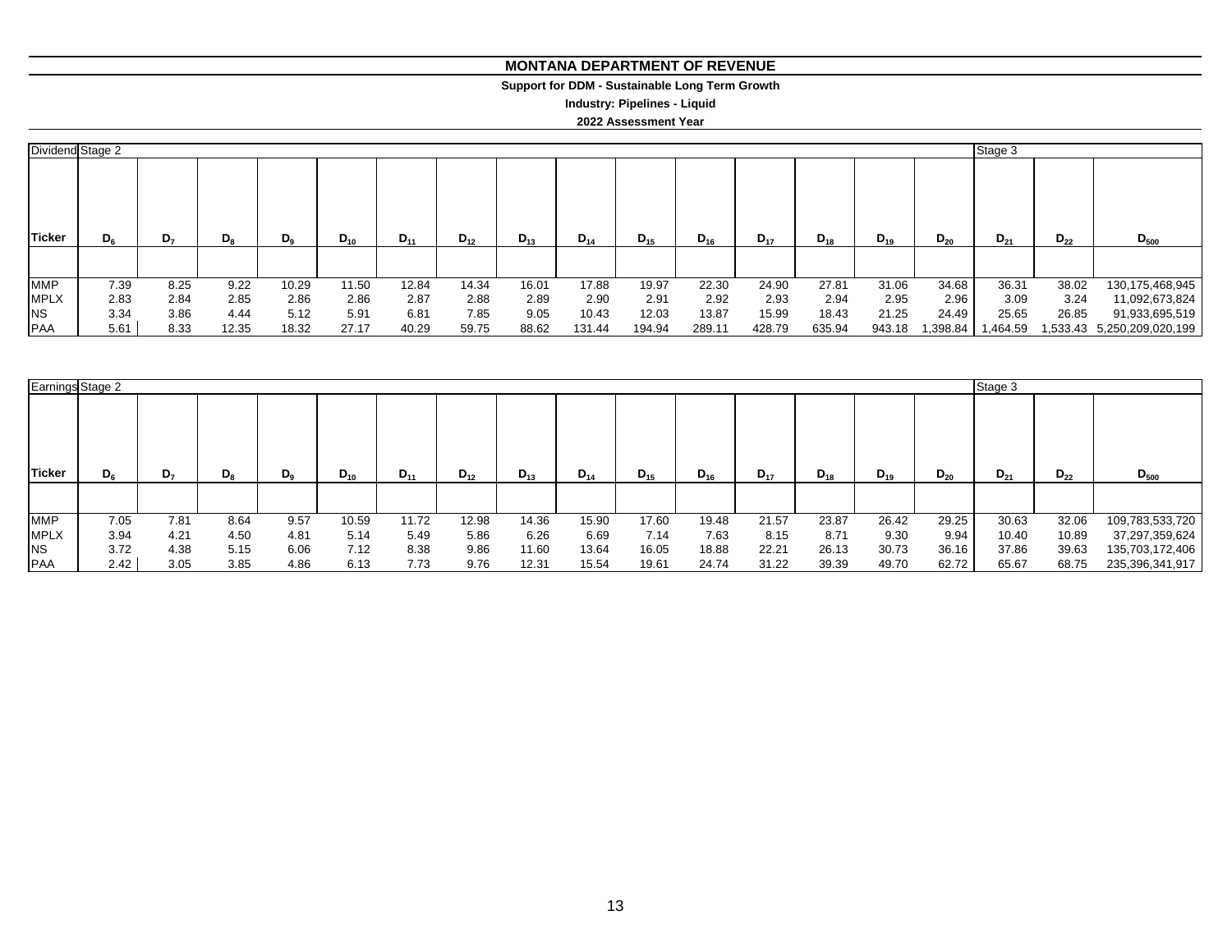# MONTANA DEPARTMENT OF REVENUE

**Support for DDM - Sustainable Long Term Growth**

**Industry: Pipelines - Liquid**

**2022 Assessment Year**

| Dividend | Stage 2 | | | | | | | | | | | | | | | Stage 3 | | |
|---|---|---|---|---|---|---|---|---|---|---|---|---|---|---|---|---|---|---|
| **Ticker** | $D_6$ | $D_7$ | $D_8$ | $D_9$ | $D_{10}$ | $D_{11}$ | $D_{12}$ | $D_{13}$ | $D_{14}$ | $D_{15}$ | $D_{16}$ | $D_{17}$ | $D_{18}$ | $D_{19}$ | $D_{20}$ | $D_{21}$ | $D_{22}$ | $D_{500}$ |
| MMP | 7.39 | 8.25 | 9.22 | 10.29 | 11.50 | 12.84 | 14.34 | 16.01 | 17.88 | 19.97 | 22.30 | 24.90 | 27.81 | 31.06 | 34.68 | 36.31 | 38.02 | 130,175,468,945 |
| MPLX | 2.83 | 2.84 | 2.85 | 2.86 | 2.86 | 2.87 | 2.88 | 2.89 | 2.90 | 2.91 | 2.92 | 2.93 | 2.94 | 2.95 | 2.96 | 3.09 | 3.24 | 11,092,673,824 |
| NS | 3.34 | 3.86 | 4.44 | 5.12 | 5.91 | 6.81 | 7.85 | 9.05 | 10.43 | 12.03 | 13.87 | 15.99 | 18.43 | 21.25 | 24.49 | 25.65 | 26.85 | 91,933,695,519 |
| PAA | 5.61 | 8.33 | 12.35 | 18.32 | 27.17 | 40.29 | 59.75 | 88.62 | 131.44 | 194.94 | 289.11 | 428.79 | 635.94 | 943.18 | 1,398.84 | 1,464.59 | 1,533.43 | 5,250,209,020,199 |

| Earnings | Stage 2 | | | | | | | | | | | | | | | Stage 3 | | |
|---|---|---|---|---|---|---|---|---|---|---|---|---|---|---|---|---|---|---|
| **Ticker** | $D_6$ | $D_7$ | $D_8$ | $D_9$ | $D_{10}$ | $D_{11}$ | $D_{12}$ | $D_{13}$ | $D_{14}$ | $D_{15}$ | $D_{16}$ | $D_{17}$ | $D_{18}$ | $D_{19}$ | $D_{20}$ | $D_{21}$ | $D_{22}$ | $D_{500}$ |
| MMP | 7.05 | 7.81 | 8.64 | 9.57 | 10.59 | 11.72 | 12.98 | 14.36 | 15.90 | 17.60 | 19.48 | 21.57 | 23.87 | 26.42 | 29.25 | 30.63 | 32.06 | 109,783,533,720 |
| MPLX | 3.94 | 4.21 | 4.50 | 4.81 | 5.14 | 5.49 | 5.86 | 6.26 | 6.69 | 7.14 | 7.63 | 8.15 | 8.71 | 9.30 | 9.94 | 10.40 | 10.89 | 37,297,359,624 |
| NS | 3.72 | 4.38 | 5.15 | 6.06 | 7.12 | 8.38 | 9.86 | 11.60 | 13.64 | 16.05 | 18.88 | 22.21 | 26.13 | 30.73 | 36.16 | 37.86 | 39.63 | 135,703,172,406 |
| PAA | 2.42 | 3.05 | 3.85 | 4.86 | 6.13 | 7.73 | 9.76 | 12.31 | 15.54 | 19.61 | 24.74 | 31.22 | 39.39 | 49.70 | 62.72 | 65.67 | 68.75 | 235,396,341,917 |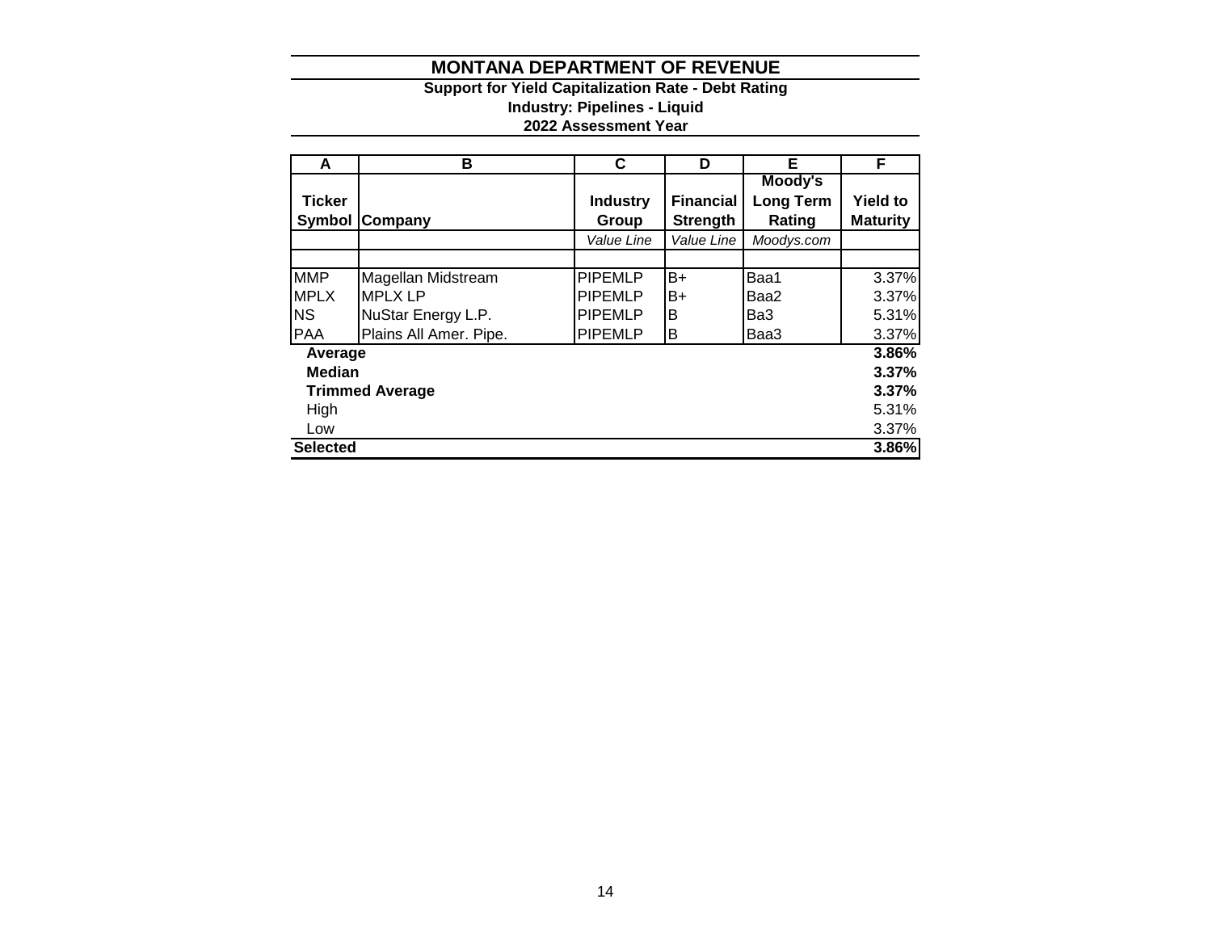# MONTANA DEPARTMENT OF REVENUE

**Support for Yield Capitalization Rate - Debt Rating**
**Industry: Pipelines - Liquid**
**2022 Assessment Year**

| A | B | C | D | E | F |
|---|---|---|---|---|---|
| **Ticker Symbol** | **Company** | **Industry Group** | **Financial Strength** | **Moody's Long Term Rating** | **Yield to Maturity** |
| | | *Value Line* | *Value Line* | *Moodys.com* | |
| | | | | | |
| MMP | Magellan Midstream | PIPEMLP | B+ | Baa1 | 3.37% |
| MPLX | MPLX LP | PIPEMLP | B+ | Baa2 | 3.37% |
| NS | NuStar Energy L.P. | PIPEMLP | B | Ba3 | 5.31% |
| PAA | Plains All Amer. Pipe. | PIPEMLP | B | Baa3 | 3.37% |
| **Average** | | | | | **3.86%** |
| **Median** | | | | | **3.37%** |
| **Trimmed Average** | | | | | **3.37%** |
| High | | | | | 5.31% |
| Low | | | | | 3.37% |
| **Selected** | | | | | **3.86%** |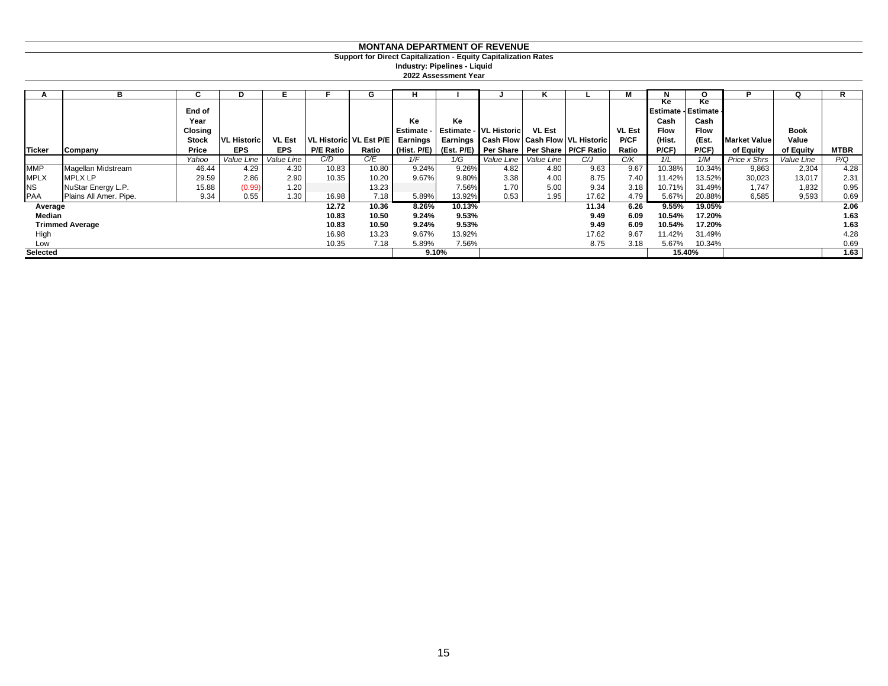# MONTANA DEPARTMENT OF REVENUE

**Support for Direct Capitalization - Equity Capitalization Rates**

**Industry: Pipelines - Liquid**

**2022 Assessment Year**

| A | B | C | D | E | F | G | H | I | J | K | L | M | N | O | P | Q | R |
|---|---|---|---|---|---|---|---|---|---|---|---|---|---|---|---|---|---|
| Ticker | Company | End of Year Closing Stock Price | VL Historic EPS | VL Est EPS | VL Historic P/E Ratio | VL Est P/E Ratio | Ke Estimate - Earnings (Hist. P/E) | Ke Estimate - Earnings (Est. P/E) | VL Historic Cash Flow Per Share | VL Est Cash Flow Per Share | VL Historic P/CF Ratio | VL Est P/CF Ratio | Ke Estimate - Cash Flow (Hist. P/CF) | Ke Estimate - Cash Flow (Est. P/CF) | Market Value of Equity | Book Value of Equity | MTBR |
| | | *Yahoo* | *Value Line* | *Value Line* | *C/D* | *C/E* | *1/F* | *1/G* | *Value Line* | *Value Line* | *C/J* | *C/K* | *1/L* | *1/M* | *Price x Shrs* | *Value Line* | *P/Q* |
| MMP | Magellan Midstream | 46.44 | 4.29 | 4.30 | 10.83 | 10.80 | 9.24% | 9.26% | 4.82 | 4.80 | 9.63 | 9.67 | 10.38% | 10.34% | 9,863 | 2,304 | 4.28 |
| MPLX | MPLX LP | 29.59 | 2.86 | 2.90 | 10.35 | 10.20 | 9.67% | 9.80% | 3.38 | 4.00 | 8.75 | 7.40 | 11.42% | 13.52% | 30,023 | 13,017 | 2.31 |
| NS | NuStar Energy L.P. | 15.88 | (0.99) | 1.20 | | 13.23 | | 7.56% | 1.70 | 5.00 | 9.34 | 3.18 | 10.71% | 31.49% | 1,747 | 1,832 | 0.95 |
| PAA | Plains All Amer. Pipe. | 9.34 | 0.55 | 1.30 | 16.98 | 7.18 | 5.89% | 13.92% | 0.53 | 1.95 | 17.62 | 4.79 | 5.67% | 20.88% | 6,585 | 9,593 | 0.69 |
| **Average** | | | | | **12.72** | **10.36** | **8.26%** | **10.13%** | | | **11.34** | **6.26** | **9.55%** | **19.05%** | | | **2.06** |
| **Median** | | | | | **10.83** | **10.50** | **9.24%** | **9.53%** | | | **9.49** | **6.09** | **10.54%** | **17.20%** | | | **1.63** |
| **Trimmed Average** | | | | | **10.83** | **10.50** | **9.24%** | **9.53%** | | | **9.49** | **6.09** | **10.54%** | **17.20%** | | | **1.63** |
| High | | | | | 16.98 | 13.23 | 9.67% | 13.92% | | | 17.62 | 9.67 | 11.42% | 31.49% | | | 4.28 |
| Low | | | | | 10.35 | 7.18 | 5.89% | 7.56% | | | 8.75 | 3.18 | 5.67% | 10.34% | | | 0.69 |
| **Selected** | | | | | | | **9.10%** | | | | | | **15.40%** | | | | **1.63** |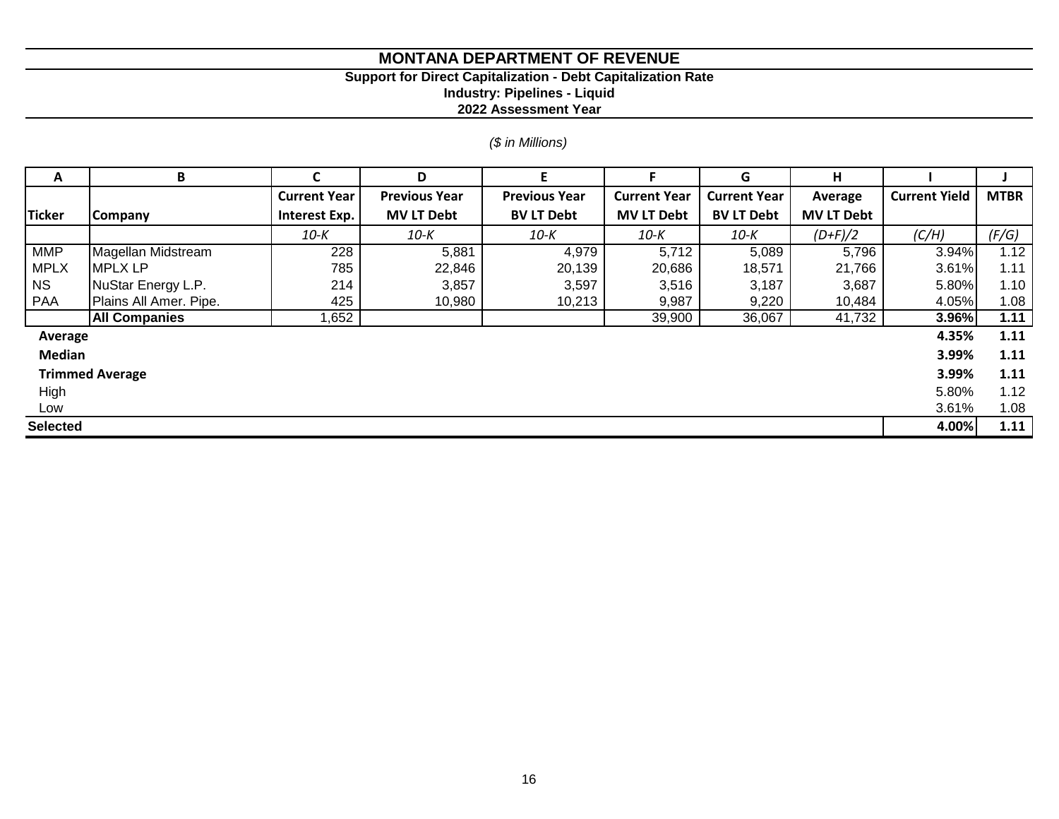# MONTANA DEPARTMENT OF REVENUE

## Support for Direct Capitalization - Debt Capitalization Rate

### Industry: Pipelines - Liquid

### 2022 Assessment Year

*($ in Millions)*

| A | B | C | D | E | F | G | H | I | J |
|---|---|---|---|---|---|---|---|---|---|
| **Ticker** | **Company** | **Current Year Interest Exp.** | **Previous Year MV LT Debt** | **Previous Year BV LT Debt** | **Current Year MV LT Debt** | **Current Year BV LT Debt** | **Average MV LT Debt** | **Current Yield** | **MTBR** |
| | | *10-K* | *10-K* | *10-K* | *10-K* | *10-K* | *(D+F)/2* | *(C/H)* | *(F/G)* |
| MMP | Magellan Midstream | 228 | 5,881 | 4,979 | 5,712 | 5,089 | 5,796 | 3.94% | 1.12 |
| MPLX | MPLX LP | 785 | 22,846 | 20,139 | 20,686 | 18,571 | 21,766 | 3.61% | 1.11 |
| NS | NuStar Energy L.P. | 214 | 3,857 | 3,597 | 3,516 | 3,187 | 3,687 | 5.80% | 1.10 |
| PAA | Plains All Amer. Pipe. | 425 | 10,980 | 10,213 | 9,987 | 9,220 | 10,484 | 4.05% | 1.08 |
| | **All Companies** | 1,652 | | | 39,900 | 36,067 | 41,732 | **3.96%** | **1.11** |
| **Average** | | | | | | | | **4.35%** | **1.11** |
| **Median** | | | | | | | | **3.99%** | **1.11** |
| **Trimmed Average** | | | | | | | | **3.99%** | **1.11** |
| High | | | | | | | | 5.80% | 1.12 |
| Low | | | | | | | | 3.61% | 1.08 |
| **Selected** | | | | | | | | **4.00%** | **1.11** |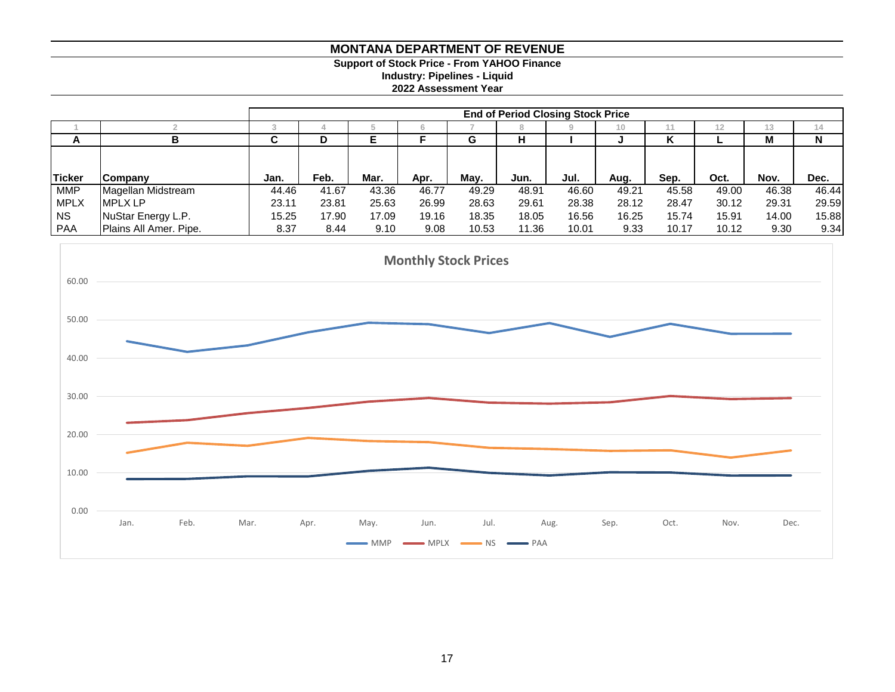# MONTANA DEPARTMENT OF REVENUE

**Support of Stock Price - From YAHOO Finance**

**Industry: Pipelines - Liquid**

**2022 Assessment Year**

| | | End of Period Closing Stock Price | | | | | | | | | | | |
|---|---|---|---|---|---|---|---|---|---|---|---|---|---|
| 1 | 2 | 3 | 4 | 5 | 6 | 7 | 8 | 9 | 10 | 11 | 12 | 13 | 14 |
| A | B | C | D | E | F | G | H | I | J | K | L | M | N |
| Ticker | Company | Jan. | Feb. | Mar. | Apr. | May. | Jun. | Jul. | Aug. | Sep. | Oct. | Nov. | Dec. |
| MMP | Magellan Midstream | 44.46 | 41.67 | 43.36 | 46.77 | 49.29 | 48.91 | 46.60 | 49.21 | 45.58 | 49.00 | 46.38 | 46.44 |
| MPLX | MPLX LP | 23.11 | 23.81 | 25.63 | 26.99 | 28.63 | 29.61 | 28.38 | 28.12 | 28.47 | 30.12 | 29.31 | 29.59 |
| NS | NuStar Energy L.P. | 15.25 | 17.90 | 17.09 | 19.16 | 18.35 | 18.05 | 16.56 | 16.25 | 15.74 | 15.91 | 14.00 | 15.88 |
| PAA | Plains All Amer. Pipe. | 8.37 | 8.44 | 9.10 | 9.08 | 10.53 | 11.36 | 10.01 | 9.33 | 10.17 | 10.12 | 9.30 | 9.34 |

**Monthly Stock Prices**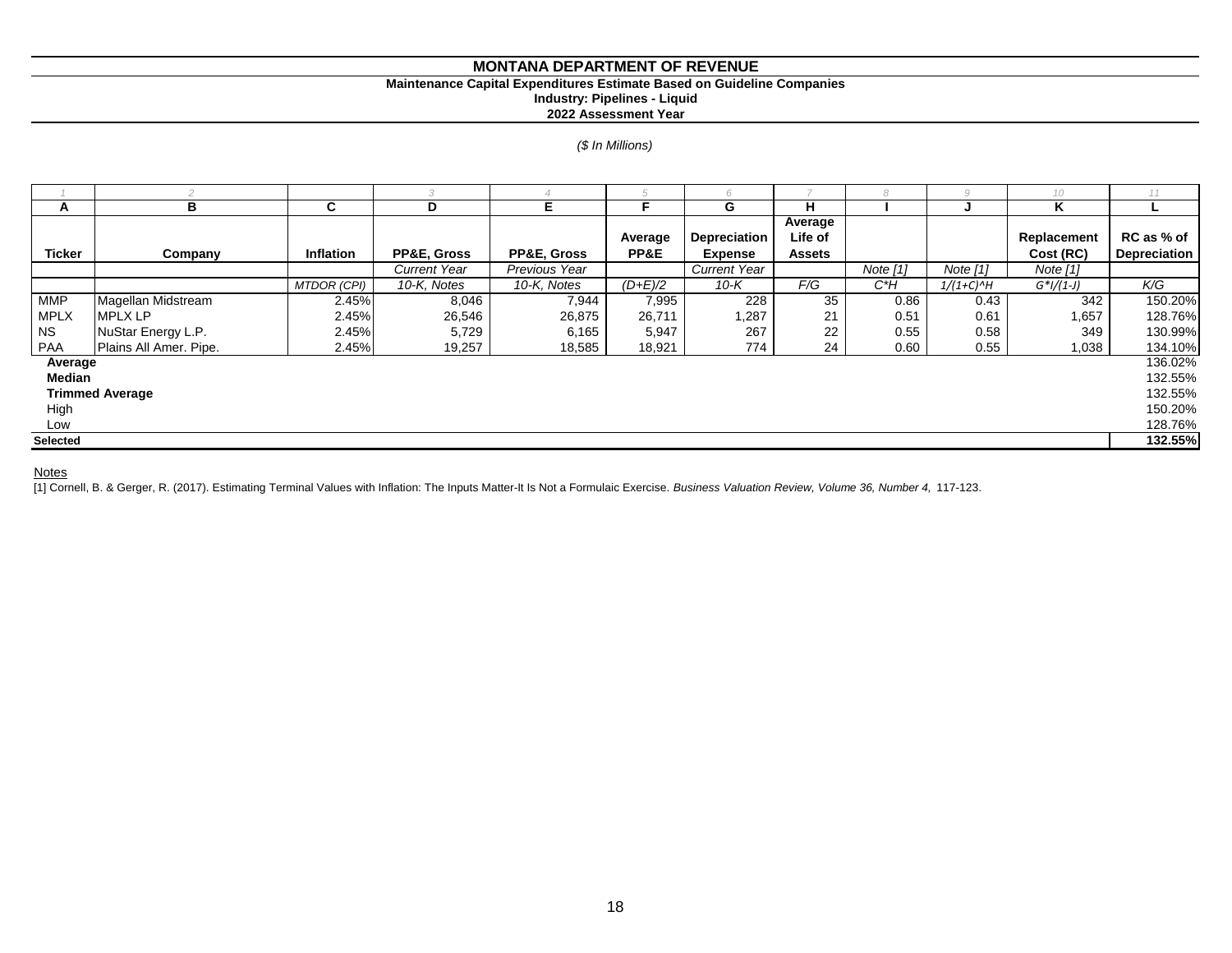**MONTANA DEPARTMENT OF REVENUE**

**Maintenance Capital Expenditures Estimate Based on Guideline Companies**

**Industry: Pipelines - Liquid**

**2022 Assessment Year**

*($ In Millions)*

| *1* | *2* | | *3* | *4* | *5* | *6* | *7* | *8* | *9* | *10* | *11* |
|---|---|---|---|---|---|---|---|---|---|---|---|
| **A** | **B** | **C** | **D** | **E** | **F** | **G** | **H** | **I** | **J** | **K** | **L** |
| **Ticker** | **Company** | **Inflation** | **PP&E, Gross** | **PP&E, Gross** | **Average PP&E** | **Depreciation Expense** | **Average Life of Assets** | | | **Replacement Cost (RC)** | **RC as % of Depreciation** |
| | | | *Current Year* | *Previous Year* | | *Current Year* | | *Note [1]* | *Note [1]* | *Note [1]* | |
| | | *MTDOR (CPI)* | *10-K, Notes* | *10-K, Notes* | *(D+E)/2* | *10-K* | *F/G* | *C\*H* | *1/(1+C)^H* | *G\*I/(1-J)* | *K/G* |
| MMP | Magellan Midstream | 2.45% | 8,046 | 7,944 | 7,995 | 228 | 35 | 0.86 | 0.43 | 342 | 150.20% |
| MPLX | MPLX LP | 2.45% | 26,546 | 26,875 | 26,711 | 1,287 | 21 | 0.51 | 0.61 | 1,657 | 128.76% |
| NS | NuStar Energy L.P. | 2.45% | 5,729 | 6,165 | 5,947 | 267 | 22 | 0.55 | 0.58 | 349 | 130.99% |
| PAA | Plains All Amer. Pipe. | 2.45% | 19,257 | 18,585 | 18,921 | 774 | 24 | 0.60 | 0.55 | 1,038 | 134.10% |
| **Average** | | | | | | | | | | | 136.02% |
| **Median** | | | | | | | | | | | 132.55% |
| **Trimmed Average** | | | | | | | | | | | 132.55% |
| High | | | | | | | | | | | 150.20% |
| Low | | | | | | | | | | | 128.76% |
| **Selected** | | | | | | | | | | | **132.55%** |

Notes

[1] Cornell, B. & Gerger, R. (2017). Estimating Terminal Values with Inflation: The Inputs Matter-It Is Not a Formulaic Exercise. *Business Valuation Review, Volume 36, Number 4,* 117-123.